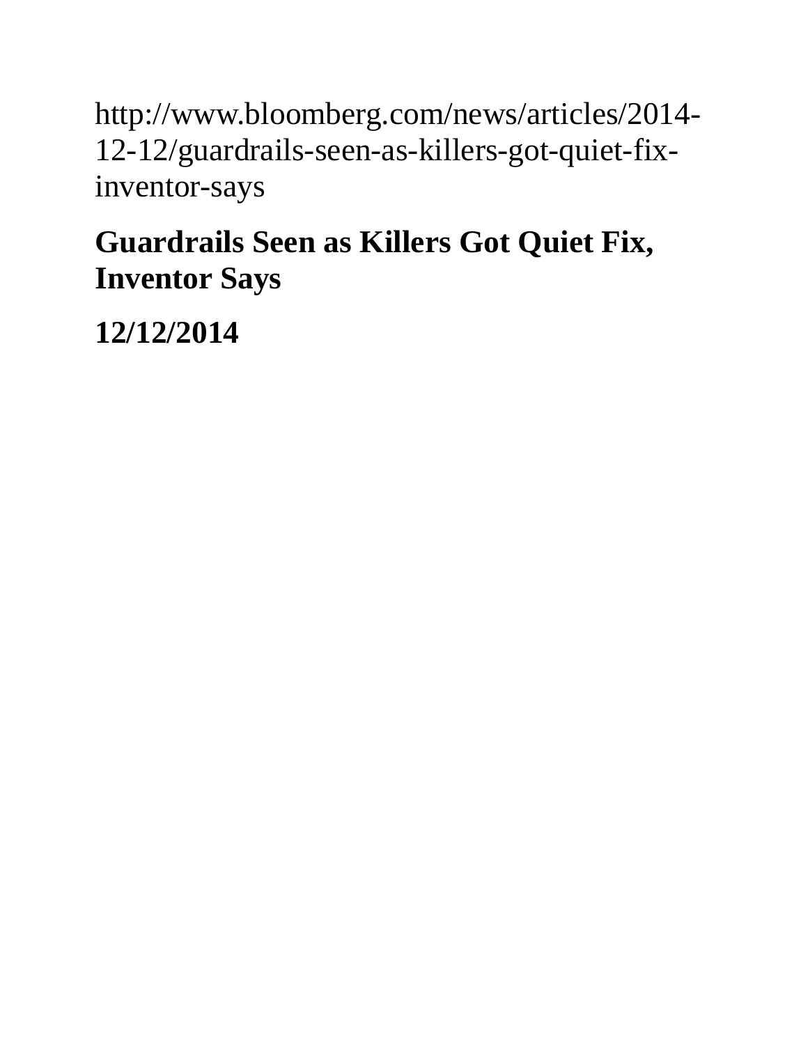http://www.bloomberg.com/news/articles/2014-12-12/guardrails-seen-as-killers-got-quiet-fix-inventor-says

# Guardrails Seen as Killers Got Quiet Fix, Inventor Says

**12/12/2014**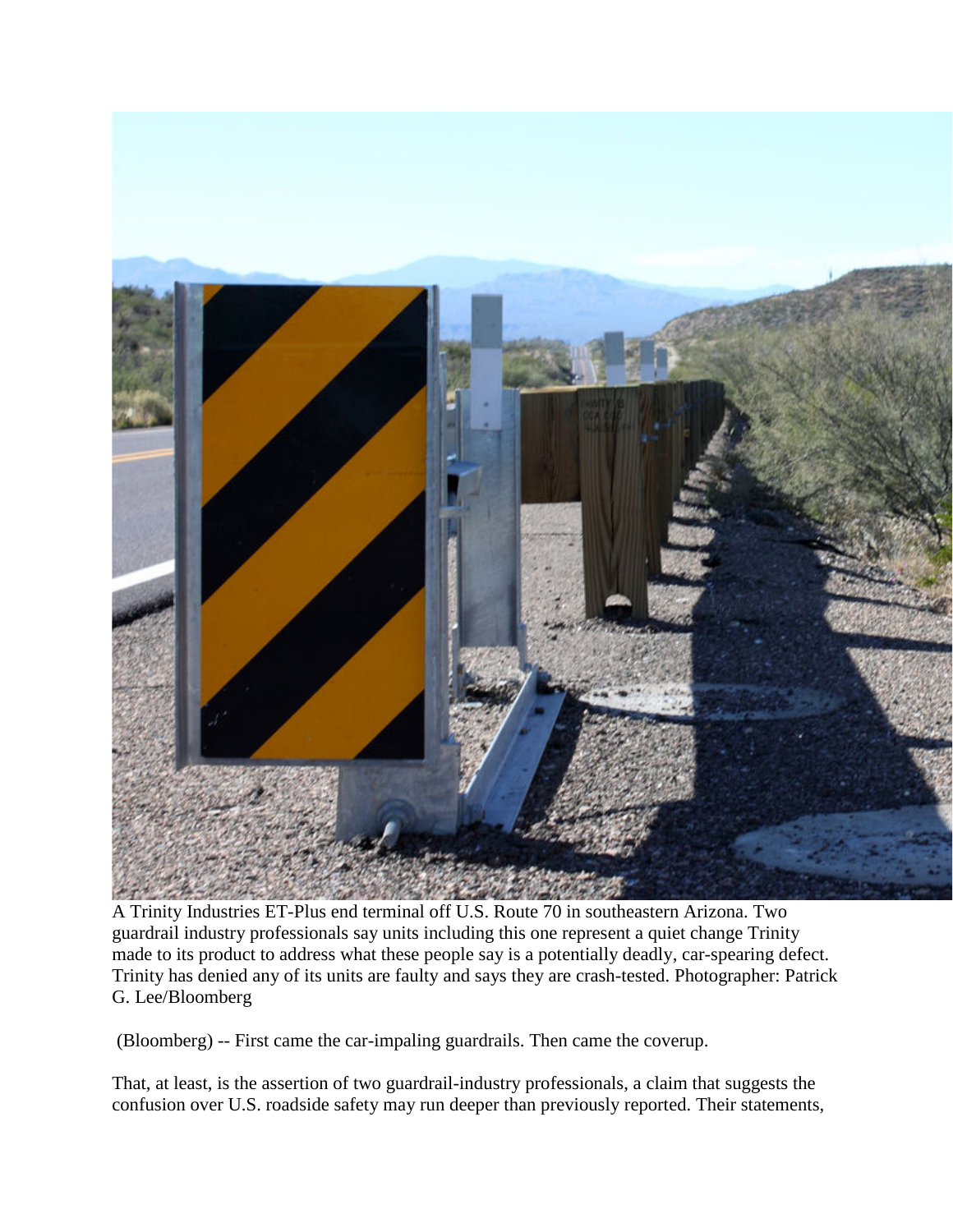A Trinity Industries ET-Plus end terminal off U.S. Route 70 in southeastern Arizona. Two guardrail industry professionals say units including this one represent a quiet change Trinity made to its product to address what these people say is a potentially deadly, car-spearing defect. Trinity has denied any of its units are faulty and says they are crash-tested. Photographer: Patrick G. Lee/Bloomberg

(Bloomberg) -- First came the car-impaling guardrails. Then came the coverup.

That, at least, is the assertion of two guardrail-industry professionals, a claim that suggests the confusion over U.S. roadside safety may run deeper than previously reported. Their statements,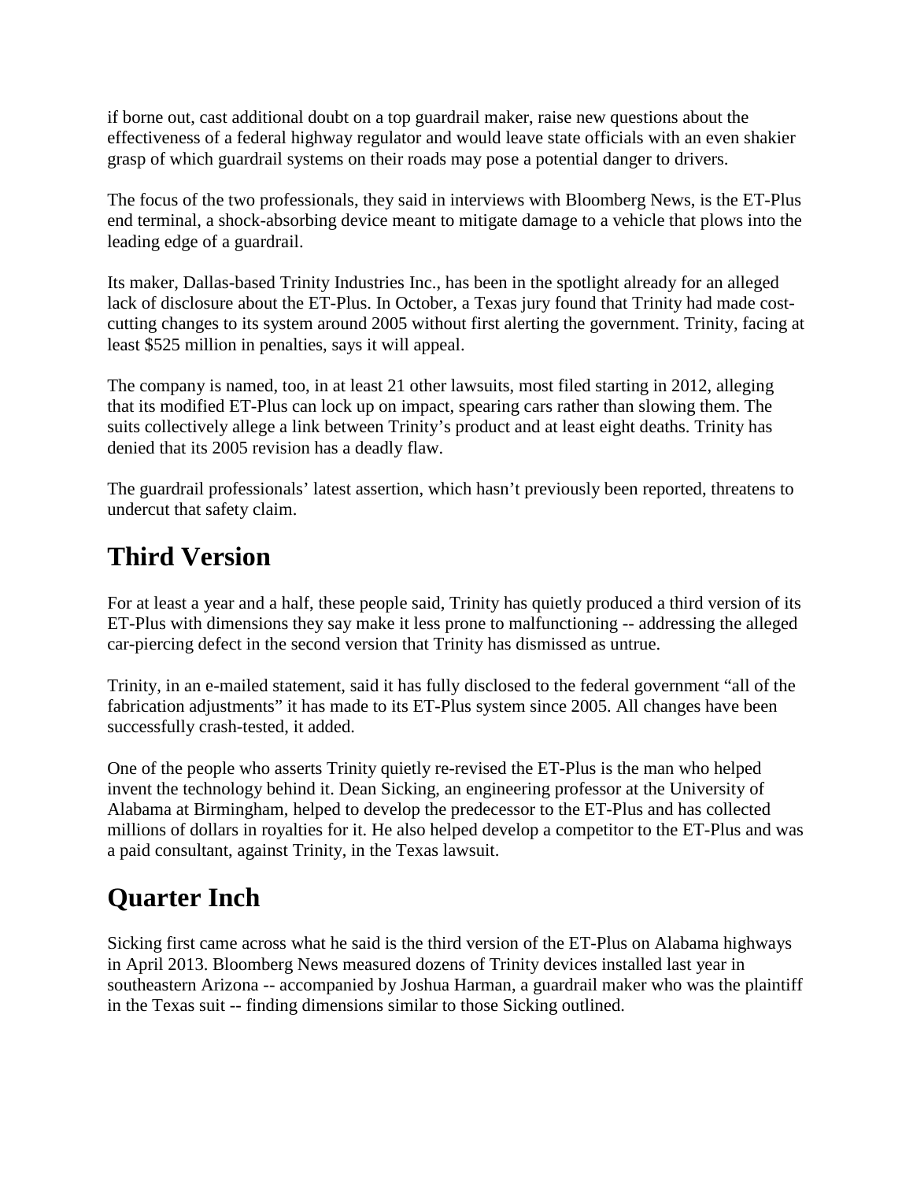if borne out, cast additional doubt on a top guardrail maker, raise new questions about the effectiveness of a federal highway regulator and would leave state officials with an even shakier grasp of which guardrail systems on their roads may pose a potential danger to drivers.

The focus of the two professionals, they said in interviews with Bloomberg News, is the ET-Plus end terminal, a shock-absorbing device meant to mitigate damage to a vehicle that plows into the leading edge of a guardrail.

Its maker, Dallas-based Trinity Industries Inc., has been in the spotlight already for an alleged lack of disclosure about the ET-Plus. In October, a Texas jury found that Trinity had made cost-cutting changes to its system around 2005 without first alerting the government. Trinity, facing at least $525 million in penalties, says it will appeal.

The company is named, too, in at least 21 other lawsuits, most filed starting in 2012, alleging that its modified ET-Plus can lock up on impact, spearing cars rather than slowing them. The suits collectively allege a link between Trinity's product and at least eight deaths. Trinity has denied that its 2005 revision has a deadly flaw.

The guardrail professionals' latest assertion, which hasn't previously been reported, threatens to undercut that safety claim.

## Third Version

For at least a year and a half, these people said, Trinity has quietly produced a third version of its ET-Plus with dimensions they say make it less prone to malfunctioning -- addressing the alleged car-piercing defect in the second version that Trinity has dismissed as untrue.

Trinity, in an e-mailed statement, said it has fully disclosed to the federal government "all of the fabrication adjustments" it has made to its ET-Plus system since 2005. All changes have been successfully crash-tested, it added.

One of the people who asserts Trinity quietly re-revised the ET-Plus is the man who helped invent the technology behind it. Dean Sicking, an engineering professor at the University of Alabama at Birmingham, helped to develop the predecessor to the ET-Plus and has collected millions of dollars in royalties for it. He also helped develop a competitor to the ET-Plus and was a paid consultant, against Trinity, in the Texas lawsuit.

## Quarter Inch

Sicking first came across what he said is the third version of the ET-Plus on Alabama highways in April 2013. Bloomberg News measured dozens of Trinity devices installed last year in southeastern Arizona -- accompanied by Joshua Harman, a guardrail maker who was the plaintiff in the Texas suit -- finding dimensions similar to those Sicking outlined.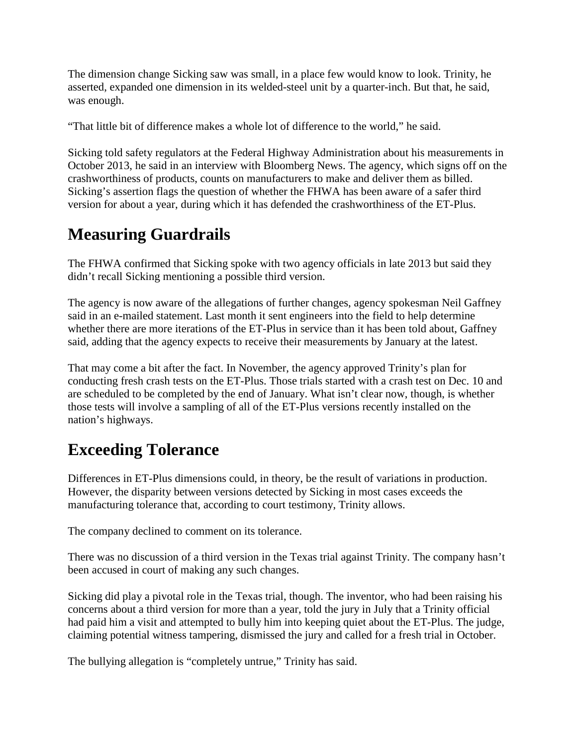The dimension change Sicking saw was small, in a place few would know to look. Trinity, he asserted, expanded one dimension in its welded-steel unit by a quarter-inch. But that, he said, was enough.

"That little bit of difference makes a whole lot of difference to the world," he said.

Sicking told safety regulators at the Federal Highway Administration about his measurements in October 2013, he said in an interview with Bloomberg News. The agency, which signs off on the crashworthiness of products, counts on manufacturers to make and deliver them as billed. Sicking's assertion flags the question of whether the FHWA has been aware of a safer third version for about a year, during which it has defended the crashworthiness of the ET-Plus.

## Measuring Guardrails

The FHWA confirmed that Sicking spoke with two agency officials in late 2013 but said they didn't recall Sicking mentioning a possible third version.

The agency is now aware of the allegations of further changes, agency spokesman Neil Gaffney said in an e-mailed statement. Last month it sent engineers into the field to help determine whether there are more iterations of the ET-Plus in service than it has been told about, Gaffney said, adding that the agency expects to receive their measurements by January at the latest.

That may come a bit after the fact. In November, the agency approved Trinity's plan for conducting fresh crash tests on the ET-Plus. Those trials started with a crash test on Dec. 10 and are scheduled to be completed by the end of January. What isn't clear now, though, is whether those tests will involve a sampling of all of the ET-Plus versions recently installed on the nation's highways.

## Exceeding Tolerance

Differences in ET-Plus dimensions could, in theory, be the result of variations in production. However, the disparity between versions detected by Sicking in most cases exceeds the manufacturing tolerance that, according to court testimony, Trinity allows.

The company declined to comment on its tolerance.

There was no discussion of a third version in the Texas trial against Trinity. The company hasn't been accused in court of making any such changes.

Sicking did play a pivotal role in the Texas trial, though. The inventor, who had been raising his concerns about a third version for more than a year, told the jury in July that a Trinity official had paid him a visit and attempted to bully him into keeping quiet about the ET-Plus. The judge, claiming potential witness tampering, dismissed the jury and called for a fresh trial in October.

The bullying allegation is "completely untrue," Trinity has said.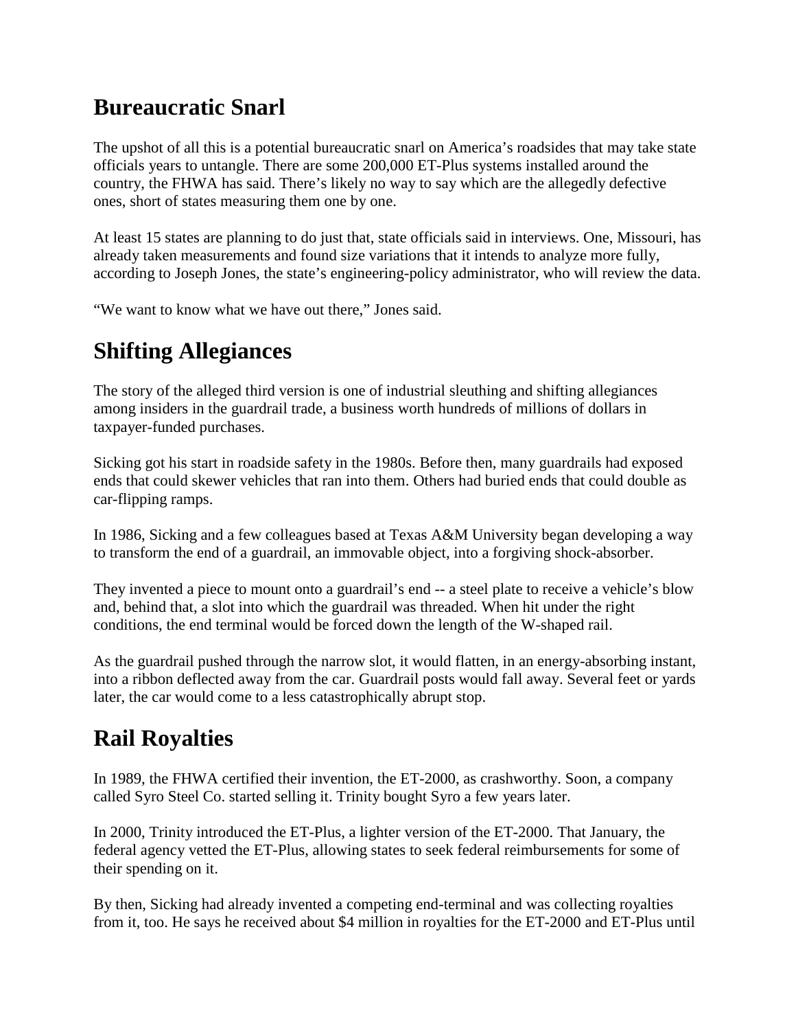## Bureaucratic Snarl

The upshot of all this is a potential bureaucratic snarl on America's roadsides that may take state officials years to untangle. There are some 200,000 ET-Plus systems installed around the country, the FHWA has said. There's likely no way to say which are the allegedly defective ones, short of states measuring them one by one.

At least 15 states are planning to do just that, state officials said in interviews. One, Missouri, has already taken measurements and found size variations that it intends to analyze more fully, according to Joseph Jones, the state's engineering-policy administrator, who will review the data.

"We want to know what we have out there," Jones said.

## Shifting Allegiances

The story of the alleged third version is one of industrial sleuthing and shifting allegiances among insiders in the guardrail trade, a business worth hundreds of millions of dollars in taxpayer-funded purchases.

Sicking got his start in roadside safety in the 1980s. Before then, many guardrails had exposed ends that could skewer vehicles that ran into them. Others had buried ends that could double as car-flipping ramps.

In 1986, Sicking and a few colleagues based at Texas A&M University began developing a way to transform the end of a guardrail, an immovable object, into a forgiving shock-absorber.

They invented a piece to mount onto a guardrail's end -- a steel plate to receive a vehicle's blow and, behind that, a slot into which the guardrail was threaded. When hit under the right conditions, the end terminal would be forced down the length of the W-shaped rail.

As the guardrail pushed through the narrow slot, it would flatten, in an energy-absorbing instant, into a ribbon deflected away from the car. Guardrail posts would fall away. Several feet or yards later, the car would come to a less catastrophically abrupt stop.

## Rail Royalties

In 1989, the FHWA certified their invention, the ET-2000, as crashworthy. Soon, a company called Syro Steel Co. started selling it. Trinity bought Syro a few years later.

In 2000, Trinity introduced the ET-Plus, a lighter version of the ET-2000. That January, the federal agency vetted the ET-Plus, allowing states to seek federal reimbursements for some of their spending on it.

By then, Sicking had already invented a competing end-terminal and was collecting royalties from it, too. He says he received about $4 million in royalties for the ET-2000 and ET-Plus until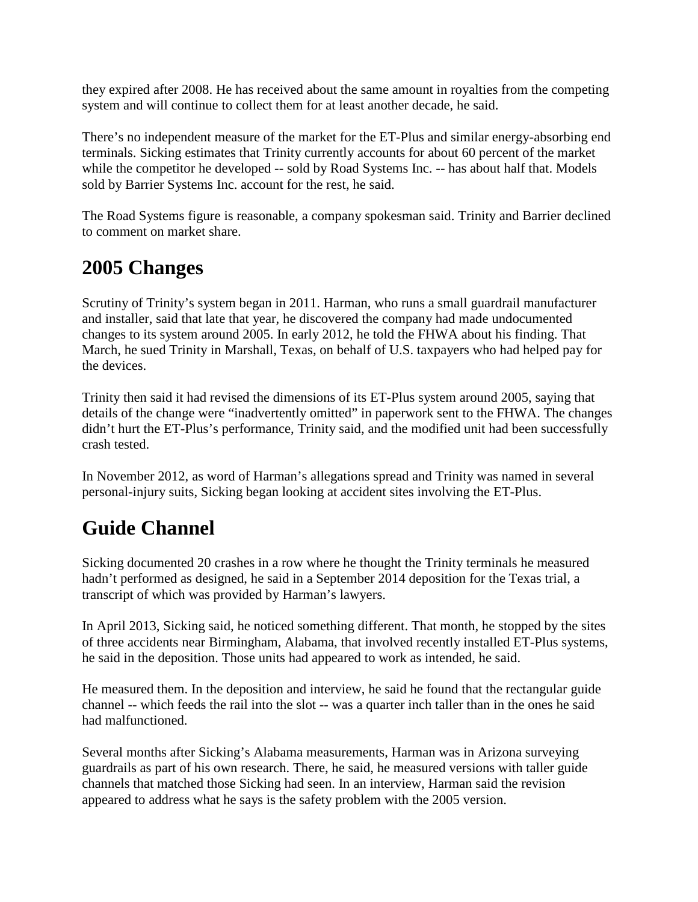they expired after 2008. He has received about the same amount in royalties from the competing system and will continue to collect them for at least another decade, he said.

There's no independent measure of the market for the ET-Plus and similar energy-absorbing end terminals. Sicking estimates that Trinity currently accounts for about 60 percent of the market while the competitor he developed -- sold by Road Systems Inc. -- has about half that. Models sold by Barrier Systems Inc. account for the rest, he said.

The Road Systems figure is reasonable, a company spokesman said. Trinity and Barrier declined to comment on market share.

## 2005 Changes

Scrutiny of Trinity's system began in 2011. Harman, who runs a small guardrail manufacturer and installer, said that late that year, he discovered the company had made undocumented changes to its system around 2005. In early 2012, he told the FHWA about his finding. That March, he sued Trinity in Marshall, Texas, on behalf of U.S. taxpayers who had helped pay for the devices.

Trinity then said it had revised the dimensions of its ET-Plus system around 2005, saying that details of the change were "inadvertently omitted" in paperwork sent to the FHWA. The changes didn't hurt the ET-Plus's performance, Trinity said, and the modified unit had been successfully crash tested.

In November 2012, as word of Harman's allegations spread and Trinity was named in several personal-injury suits, Sicking began looking at accident sites involving the ET-Plus.

## Guide Channel

Sicking documented 20 crashes in a row where he thought the Trinity terminals he measured hadn't performed as designed, he said in a September 2014 deposition for the Texas trial, a transcript of which was provided by Harman's lawyers.

In April 2013, Sicking said, he noticed something different. That month, he stopped by the sites of three accidents near Birmingham, Alabama, that involved recently installed ET-Plus systems, he said in the deposition. Those units had appeared to work as intended, he said.

He measured them. In the deposition and interview, he said he found that the rectangular guide channel -- which feeds the rail into the slot -- was a quarter inch taller than in the ones he said had malfunctioned.

Several months after Sicking's Alabama measurements, Harman was in Arizona surveying guardrails as part of his own research. There, he said, he measured versions with taller guide channels that matched those Sicking had seen. In an interview, Harman said the revision appeared to address what he says is the safety problem with the 2005 version.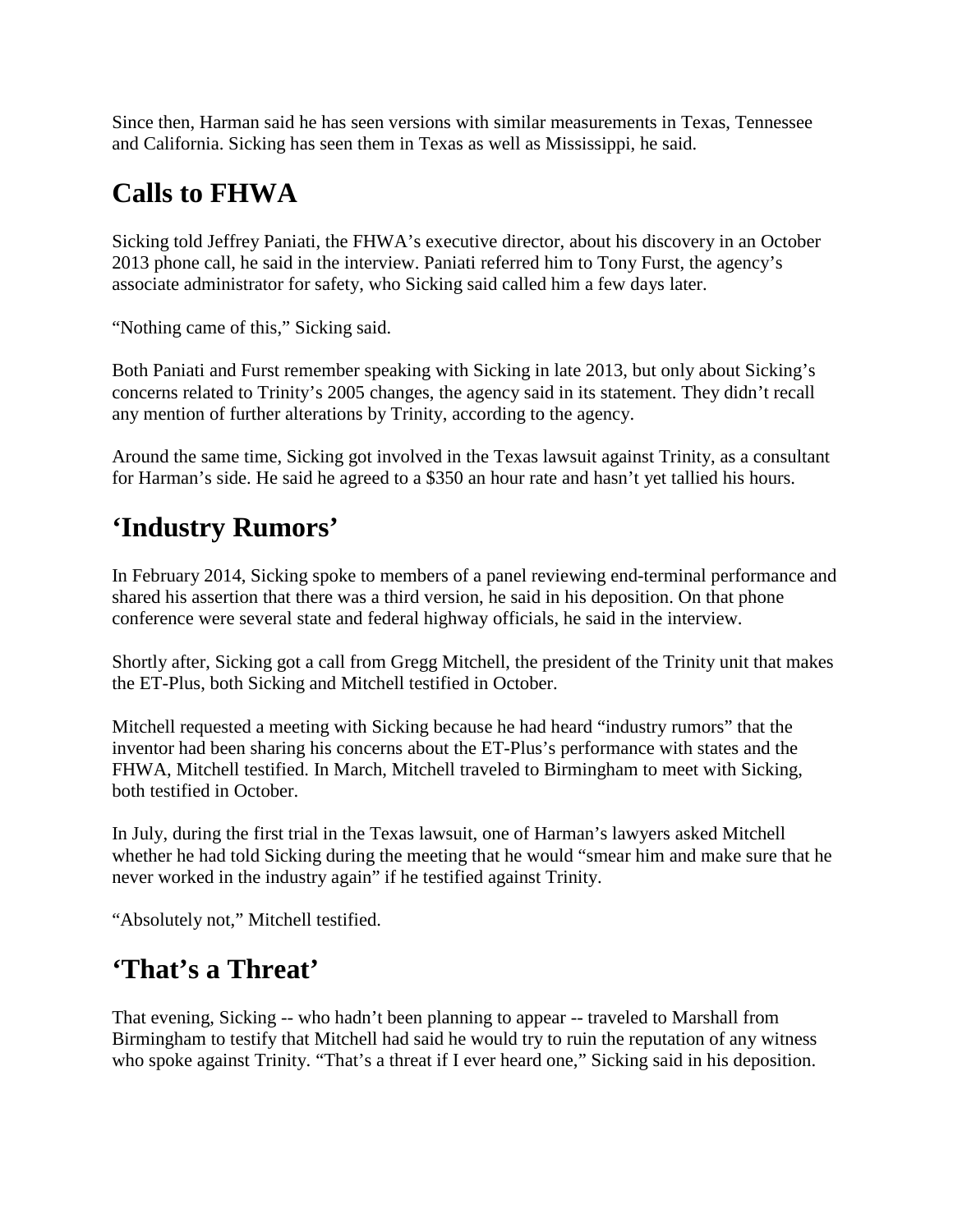Since then, Harman said he has seen versions with similar measurements in Texas, Tennessee and California. Sicking has seen them in Texas as well as Mississippi, he said.

## Calls to FHWA

Sicking told Jeffrey Paniati, the FHWA's executive director, about his discovery in an October 2013 phone call, he said in the interview. Paniati referred him to Tony Furst, the agency's associate administrator for safety, who Sicking said called him a few days later.

"Nothing came of this," Sicking said.

Both Paniati and Furst remember speaking with Sicking in late 2013, but only about Sicking's concerns related to Trinity's 2005 changes, the agency said in its statement. They didn't recall any mention of further alterations by Trinity, according to the agency.

Around the same time, Sicking got involved in the Texas lawsuit against Trinity, as a consultant for Harman's side. He said he agreed to a $350 an hour rate and hasn't yet tallied his hours.

## 'Industry Rumors'

In February 2014, Sicking spoke to members of a panel reviewing end-terminal performance and shared his assertion that there was a third version, he said in his deposition. On that phone conference were several state and federal highway officials, he said in the interview.

Shortly after, Sicking got a call from Gregg Mitchell, the president of the Trinity unit that makes the ET-Plus, both Sicking and Mitchell testified in October.

Mitchell requested a meeting with Sicking because he had heard "industry rumors" that the inventor had been sharing his concerns about the ET-Plus's performance with states and the FHWA, Mitchell testified. In March, Mitchell traveled to Birmingham to meet with Sicking, both testified in October.

In July, during the first trial in the Texas lawsuit, one of Harman's lawyers asked Mitchell whether he had told Sicking during the meeting that he would "smear him and make sure that he never worked in the industry again" if he testified against Trinity.

"Absolutely not," Mitchell testified.

## 'That's a Threat'

That evening, Sicking -- who hadn't been planning to appear -- traveled to Marshall from Birmingham to testify that Mitchell had said he would try to ruin the reputation of any witness who spoke against Trinity. "That's a threat if I ever heard one," Sicking said in his deposition.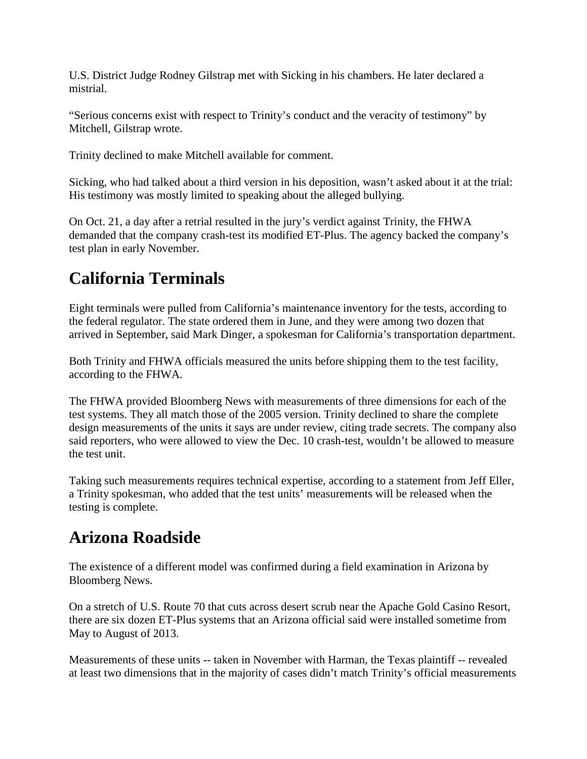U.S. District Judge Rodney Gilstrap met with Sicking in his chambers. He later declared a mistrial.

"Serious concerns exist with respect to Trinity's conduct and the veracity of testimony" by Mitchell, Gilstrap wrote.

Trinity declined to make Mitchell available for comment.

Sicking, who had talked about a third version in his deposition, wasn't asked about it at the trial: His testimony was mostly limited to speaking about the alleged bullying.

On Oct. 21, a day after a retrial resulted in the jury's verdict against Trinity, the FHWA demanded that the company crash-test its modified ET-Plus. The agency backed the company's test plan in early November.

## California Terminals

Eight terminals were pulled from California's maintenance inventory for the tests, according to the federal regulator. The state ordered them in June, and they were among two dozen that arrived in September, said Mark Dinger, a spokesman for California's transportation department.

Both Trinity and FHWA officials measured the units before shipping them to the test facility, according to the FHWA.

The FHWA provided Bloomberg News with measurements of three dimensions for each of the test systems. They all match those of the 2005 version. Trinity declined to share the complete design measurements of the units it says are under review, citing trade secrets. The company also said reporters, who were allowed to view the Dec. 10 crash-test, wouldn't be allowed to measure the test unit.

Taking such measurements requires technical expertise, according to a statement from Jeff Eller, a Trinity spokesman, who added that the test units' measurements will be released when the testing is complete.

## Arizona Roadside

The existence of a different model was confirmed during a field examination in Arizona by Bloomberg News.

On a stretch of U.S. Route 70 that cuts across desert scrub near the Apache Gold Casino Resort, there are six dozen ET-Plus systems that an Arizona official said were installed sometime from May to August of 2013.

Measurements of these units -- taken in November with Harman, the Texas plaintiff -- revealed at least two dimensions that in the majority of cases didn't match Trinity's official measurements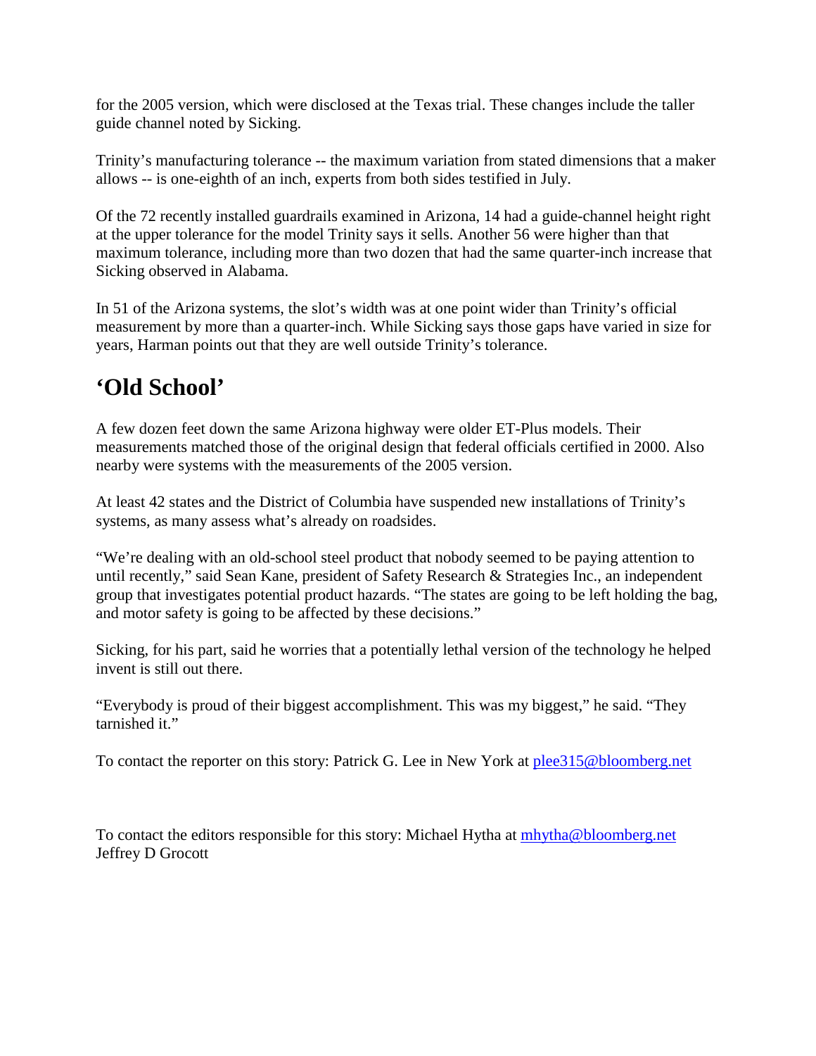for the 2005 version, which were disclosed at the Texas trial. These changes include the taller guide channel noted by Sicking.

Trinity's manufacturing tolerance -- the maximum variation from stated dimensions that a maker allows -- is one-eighth of an inch, experts from both sides testified in July.

Of the 72 recently installed guardrails examined in Arizona, 14 had a guide-channel height right at the upper tolerance for the model Trinity says it sells. Another 56 were higher than that maximum tolerance, including more than two dozen that had the same quarter-inch increase that Sicking observed in Alabama.

In 51 of the Arizona systems, the slot's width was at one point wider than Trinity's official measurement by more than a quarter-inch. While Sicking says those gaps have varied in size for years, Harman points out that they are well outside Trinity's tolerance.

## 'Old School'

A few dozen feet down the same Arizona highway were older ET-Plus models. Their measurements matched those of the original design that federal officials certified in 2000. Also nearby were systems with the measurements of the 2005 version.

At least 42 states and the District of Columbia have suspended new installations of Trinity's systems, as many assess what's already on roadsides.

"We're dealing with an old-school steel product that nobody seemed to be paying attention to until recently," said Sean Kane, president of Safety Research & Strategies Inc., an independent group that investigates potential product hazards. "The states are going to be left holding the bag, and motor safety is going to be affected by these decisions."

Sicking, for his part, said he worries that a potentially lethal version of the technology he helped invent is still out there.

"Everybody is proud of their biggest accomplishment. This was my biggest," he said. "They tarnished it."

To contact the reporter on this story: Patrick G. Lee in New York at plee315@bloomberg.net

To contact the editors responsible for this story: Michael Hytha at mhytha@bloomberg.net
Jeffrey D Grocott